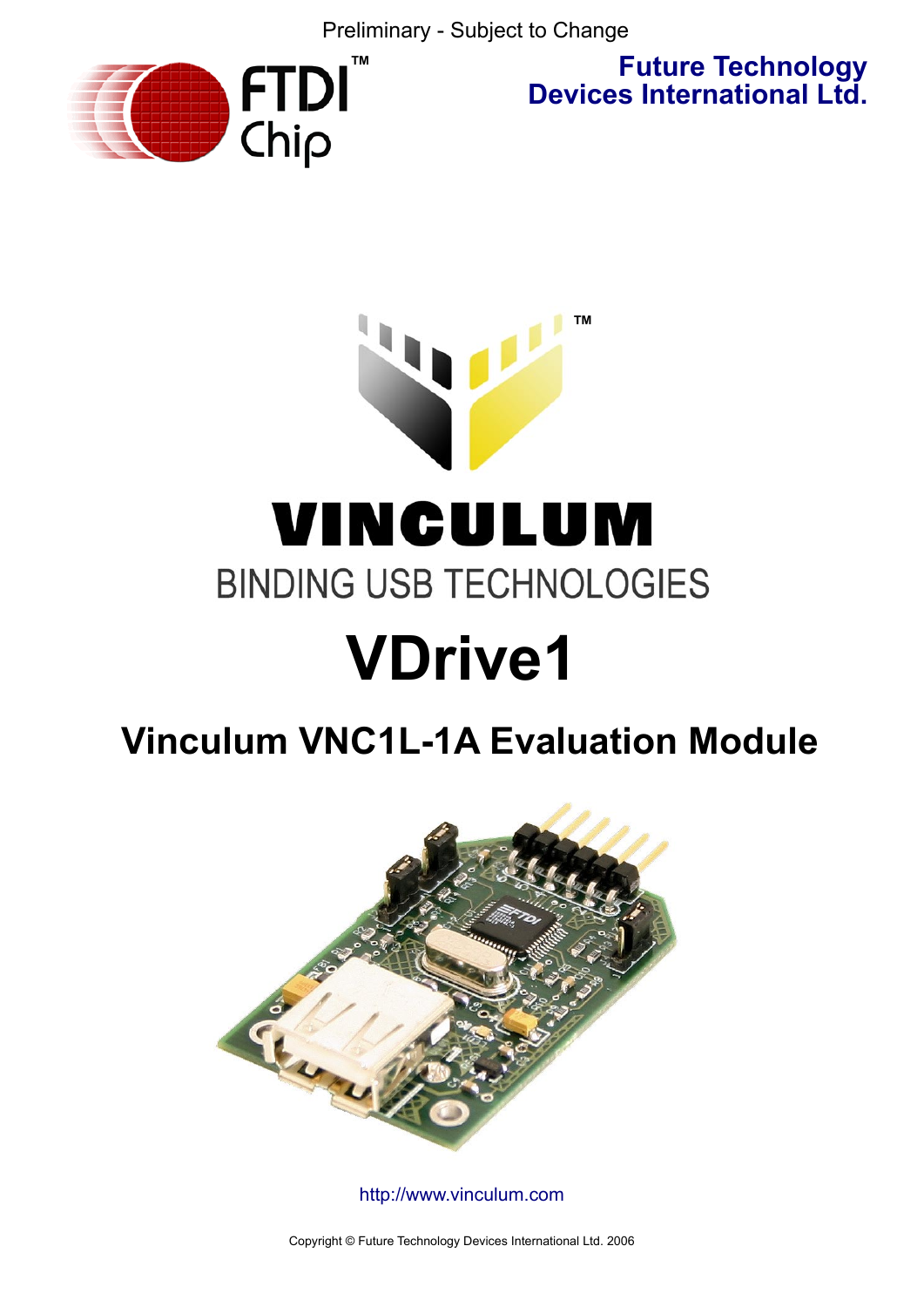Preliminary - Subject to Change

**Future Technology Devices International Ltd.**

# VINCULUM

BINDING USB TECHNOLOGIES

# VDrive1

## Vinculum VNC1L-1A Evaluation Module

http://www.vinculum.com

Copyright © Future Technology Devices International Ltd. 2006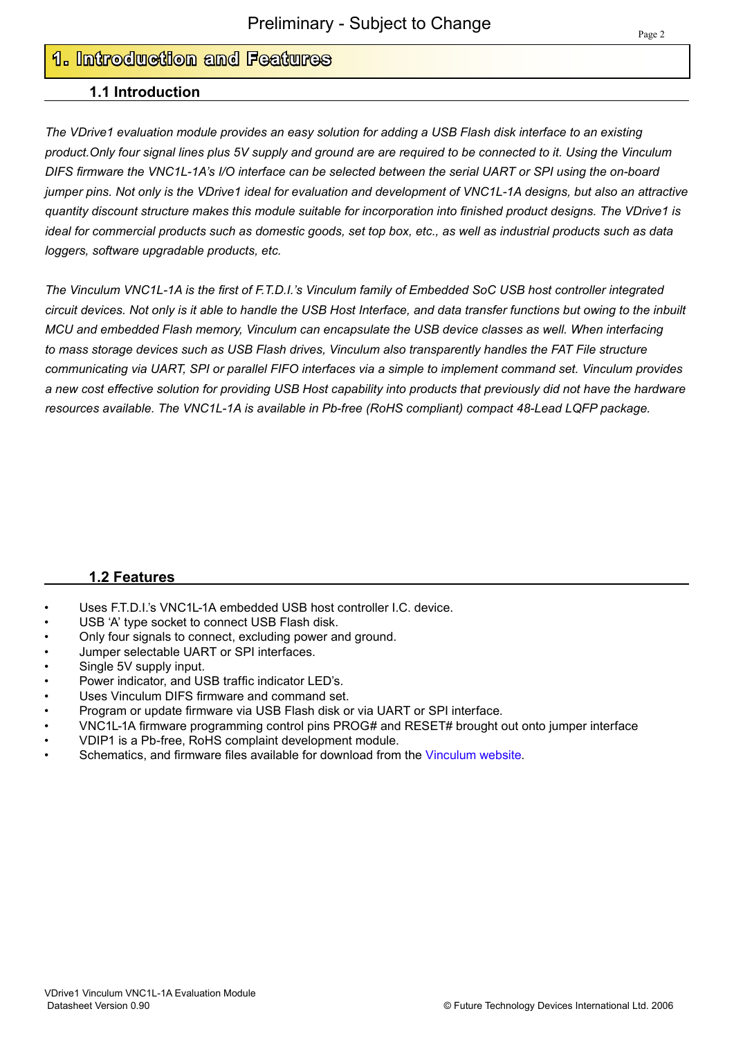# 1. Introduction and Features

## 1.1 Introduction

*The VDrive1 evaluation module provides an easy solution for adding a USB Flash disk interface to an existing product.Only four signal lines plus 5V supply and ground are are required to be connected to it. Using the Vinculum DIFS firmware the VNC1L-1A's I/O interface can be selected between the serial UART or SPI using the on-board jumper pins. Not only is the VDrive1 ideal for evaluation and development of VNC1L-1A designs, but also an attractive quantity discount structure makes this module suitable for incorporation into finished product designs. The VDrive1 is ideal for commercial products such as domestic goods, set top box, etc., as well as industrial products such as data loggers, software upgradable products, etc.*

*The Vinculum VNC1L-1A is the first of F.T.D.I.'s Vinculum family of Embedded SoC USB host controller integrated circuit devices. Not only is it able to handle the USB Host Interface, and data transfer functions but owing to the inbuilt MCU and embedded Flash memory, Vinculum can encapsulate the USB device classes as well. When interfacing to mass storage devices such as USB Flash drives, Vinculum also transparently handles the FAT File structure communicating via UART, SPI or parallel FIFO interfaces via a simple to implement command set. Vinculum provides a new cost effective solution for providing USB Host capability into products that previously did not have the hardware resources available. The VNC1L-1A is available in Pb-free (RoHS compliant) compact 48-Lead LQFP package.*

## 1.2 Features

- Uses F.T.D.I.'s VNC1L-1A embedded USB host controller I.C. device.
- USB 'A' type socket to connect USB Flash disk.
- Only four signals to connect, excluding power and ground.
- Jumper selectable UART or SPI interfaces.
- Single 5V supply input.
- Power indicator, and USB traffic indicator LED's.
- Uses Vinculum DIFS firmware and command set.
- Program or update firmware via USB Flash disk or via UART or SPI interface.
- VNC1L-1A firmware programming control pins PROG# and RESET# brought out onto jumper interface
- VDIP1 is a Pb-free, RoHS complaint development module.
- Schematics, and firmware files available for download from the Vinculum website.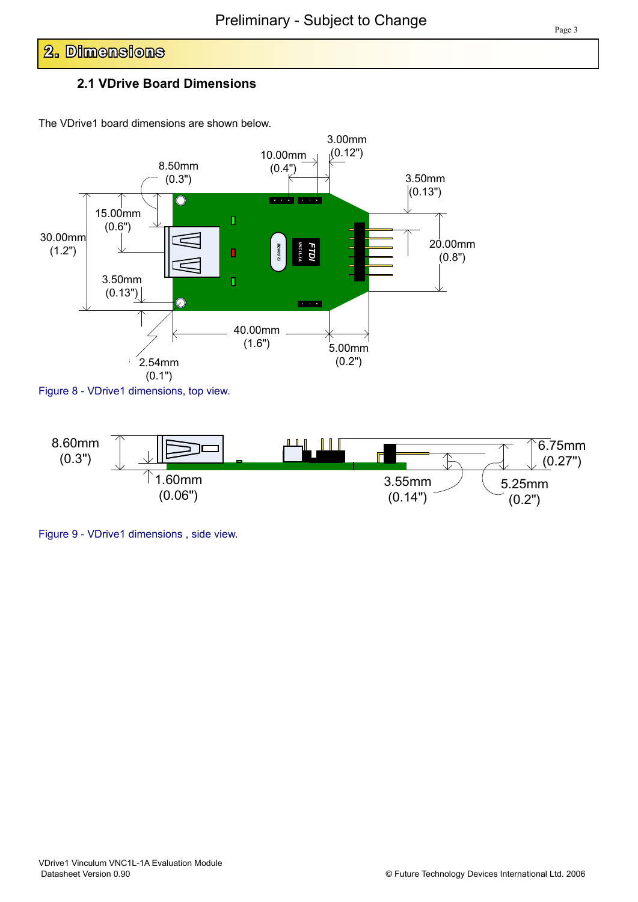# 2. Dimensions

## 2.1 VDrive Board Dimensions

The VDrive1 board dimensions are shown below.

Figure 8 - VDrive1 dimensions, top view.

Figure 9 - VDrive1 dimensions , side view.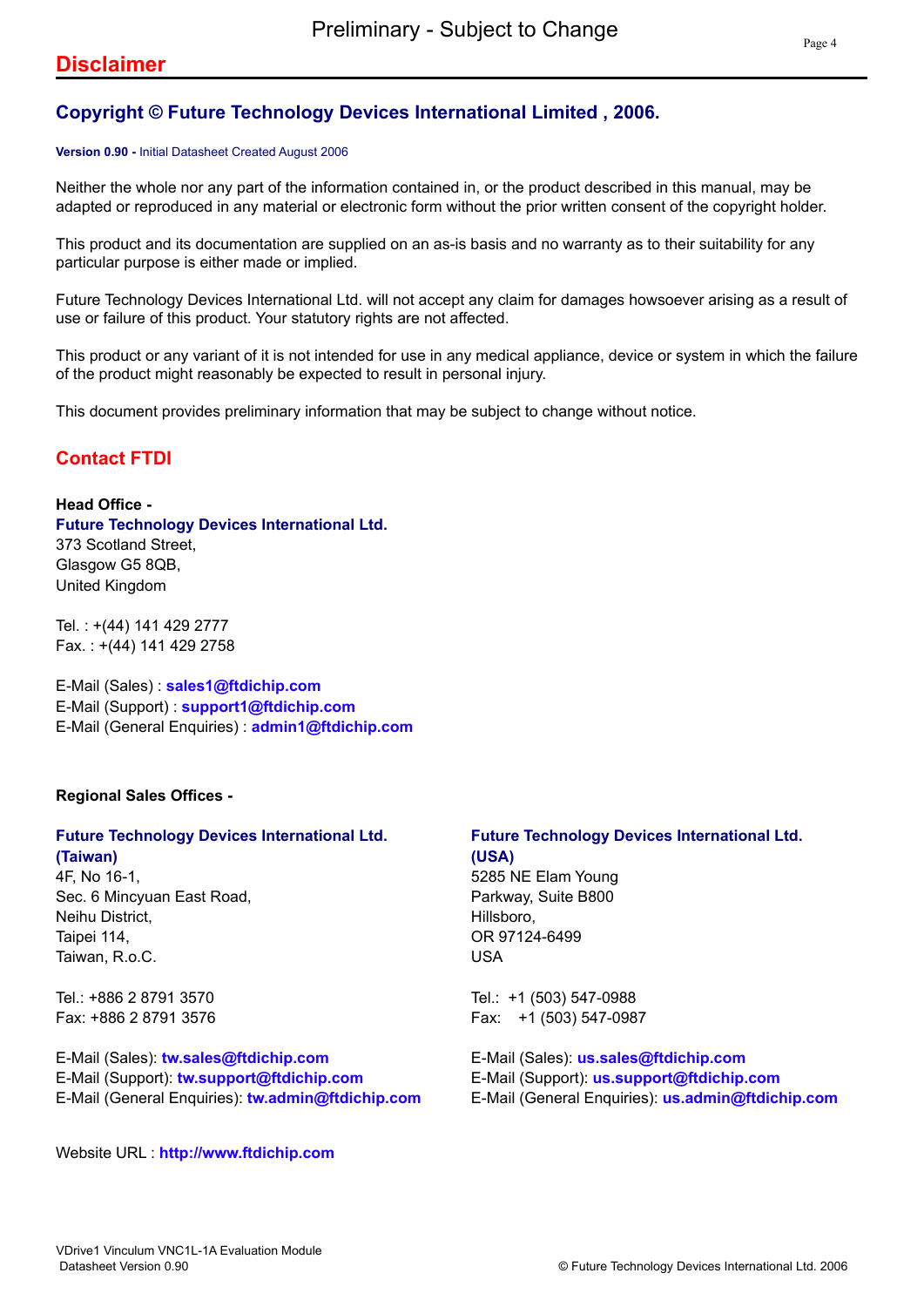## Disclaimer

### Copyright © Future Technology Devices International Limited , 2006.

**Version 0.90 -** Initial Datasheet Created August 2006

Neither the whole nor any part of the information contained in, or the product described in this manual, may be adapted or reproduced in any material or electronic form without the prior written consent of the copyright holder.

This product and its documentation are supplied on an as-is basis and no warranty as to their suitability for any particular purpose is either made or implied.

Future Technology Devices International Ltd. will not accept any claim for damages howsoever arising as a result of use or failure of this product. Your statutory rights are not affected.

This product or any variant of it is not intended for use in any medical appliance, device or system in which the failure of the product might reasonably be expected to result in personal injury.

This document provides preliminary information that may be subject to change without notice.

## Contact FTDI

**Head Office -**
**Future Technology Devices International Ltd.**
373 Scotland Street,
Glasgow G5 8QB,
United Kingdom

Tel. : +(44) 141 429 2777
Fax. : +(44) 141 429 2758

E-Mail (Sales) : **sales1@ftdichip.com**
E-Mail (Support) : **support1@ftdichip.com**
E-Mail (General Enquiries) : **admin1@ftdichip.com**

**Regional Sales Offices -**

**Future Technology Devices International Ltd. (Taiwan)**
4F, No 16-1,
Sec. 6 Mincyuan East Road,
Neihu District,
Taipei 114,
Taiwan, R.o.C.

Tel.: +886 2 8791 3570
Fax: +886 2 8791 3576

E-Mail (Sales): **tw.sales@ftdichip.com**
E-Mail (Support): **tw.support@ftdichip.com**
E-Mail (General Enquiries): **tw.admin@ftdichip.com**

**Future Technology Devices International Ltd. (USA)**
5285 NE Elam Young
Parkway, Suite B800
Hillsboro,
OR 97124-6499
USA

Tel.: +1 (503) 547-0988
Fax: +1 (503) 547-0987

E-Mail (Sales): **us.sales@ftdichip.com**
E-Mail (Support): **us.support@ftdichip.com**
E-Mail (General Enquiries): **us.admin@ftdichip.com**

Website URL : **http://www.ftdichip.com**